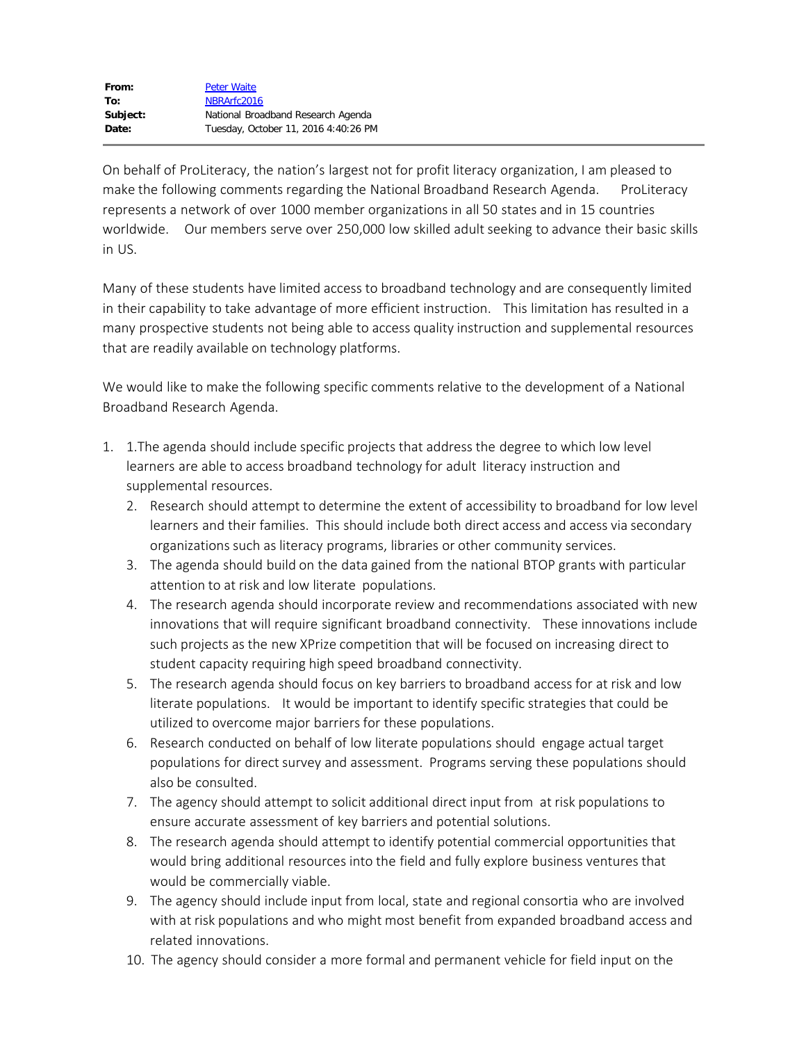**From:** Peter Waite
**To:** NBRArfc2016
**Subject:** National Broadband Research Agenda
**Date:** Tuesday, October 11, 2016 4:40:26 PM

---

On behalf of ProLiteracy, the nation's largest not for profit literacy organization, I am pleased to make the following comments regarding the National Broadband Research Agenda. ProLiteracy represents a network of over 1000 member organizations in all 50 states and in 15 countries worldwide. Our members serve over 250,000 low skilled adult seeking to advance their basic skills in US.

Many of these students have limited access to broadband technology and are consequently limited in their capability to take advantage of more efficient instruction. This limitation has resulted in a many prospective students not being able to access quality instruction and supplemental resources that are readily available on technology platforms.

We would like to make the following specific comments relative to the development of a National Broadband Research Agenda.

1. 1.The agenda should include specific projects that address the degree to which low level learners are able to access broadband technology for adult literacy instruction and supplemental resources.
   2. Research should attempt to determine the extent of accessibility to broadband for low level learners and their families. This should include both direct access and access via secondary organizations such as literacy programs, libraries or other community services.
   3. The agenda should build on the data gained from the national BTOP grants with particular attention to at risk and low literate populations.
   4. The research agenda should incorporate review and recommendations associated with new innovations that will require significant broadband connectivity. These innovations include such projects as the new XPrize competition that will be focused on increasing direct to student capacity requiring high speed broadband connectivity.
   5. The research agenda should focus on key barriers to broadband access for at risk and low literate populations. It would be important to identify specific strategies that could be utilized to overcome major barriers for these populations.
   6. Research conducted on behalf of low literate populations should engage actual target populations for direct survey and assessment. Programs serving these populations should also be consulted.
   7. The agency should attempt to solicit additional direct input from at risk populations to ensure accurate assessment of key barriers and potential solutions.
   8. The research agenda should attempt to identify potential commercial opportunities that would bring additional resources into the field and fully explore business ventures that would be commercially viable.
   9. The agency should include input from local, state and regional consortia who are involved with at risk populations and who might most benefit from expanded broadband access and related innovations.
   10. The agency should consider a more formal and permanent vehicle for field input on the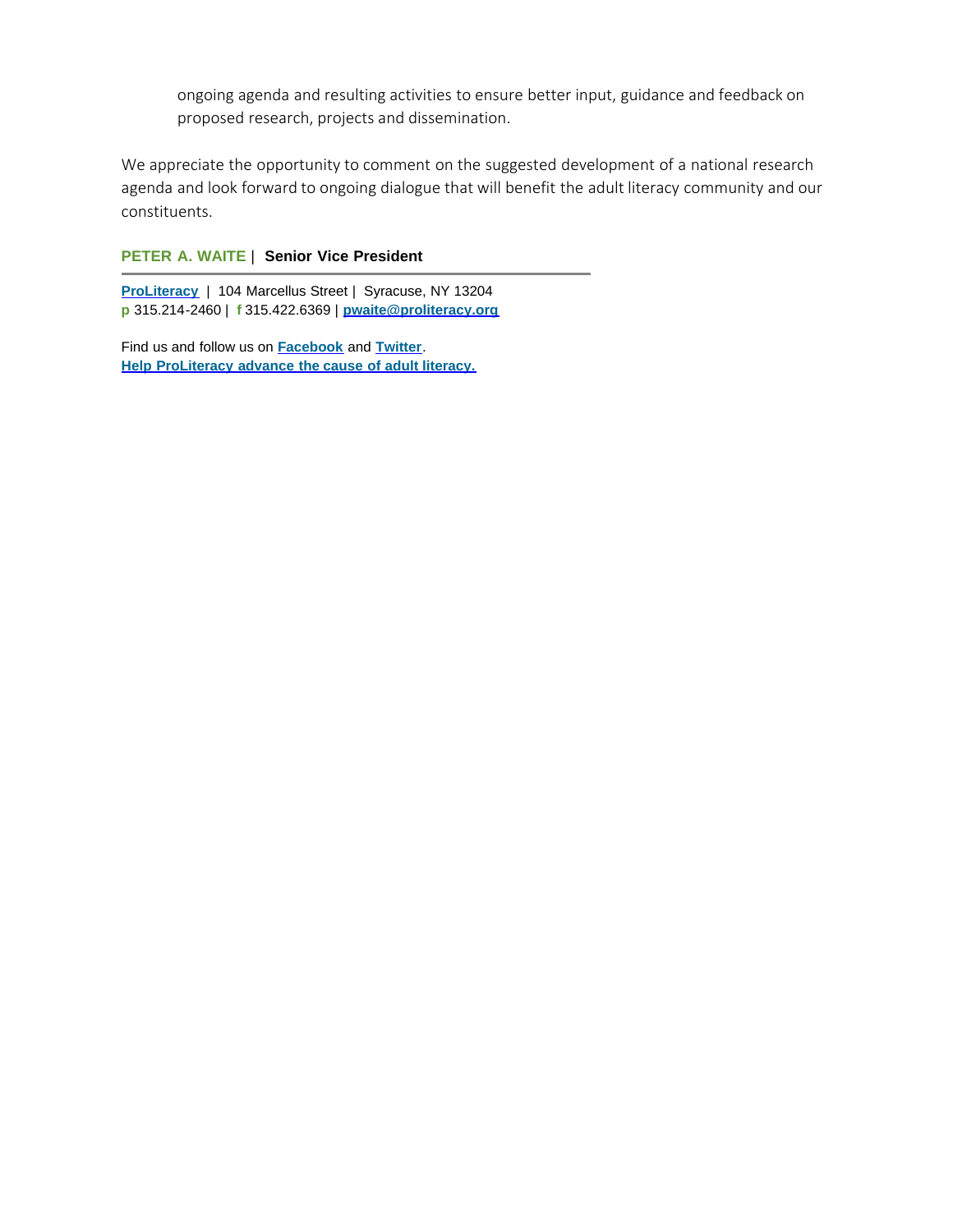ongoing agenda and resulting activities to ensure better input, guidance and feedback on proposed research, projects and dissemination.

We appreciate the opportunity to comment on the suggested development of a national research agenda and look forward to ongoing dialogue that will benefit the adult literacy community and our constituents.

**PETER A. WAITE** | **Senior Vice President**

---

**ProLiteracy** | 104 Marcellus Street | Syracuse, NY 13204
**p** 315.214-2460 | **f** 315.422.6369 | **pwaite@proliteracy.org**

Find us and follow us on **Facebook** and **Twitter**.
**Help ProLiteracy advance the cause of adult literacy.**